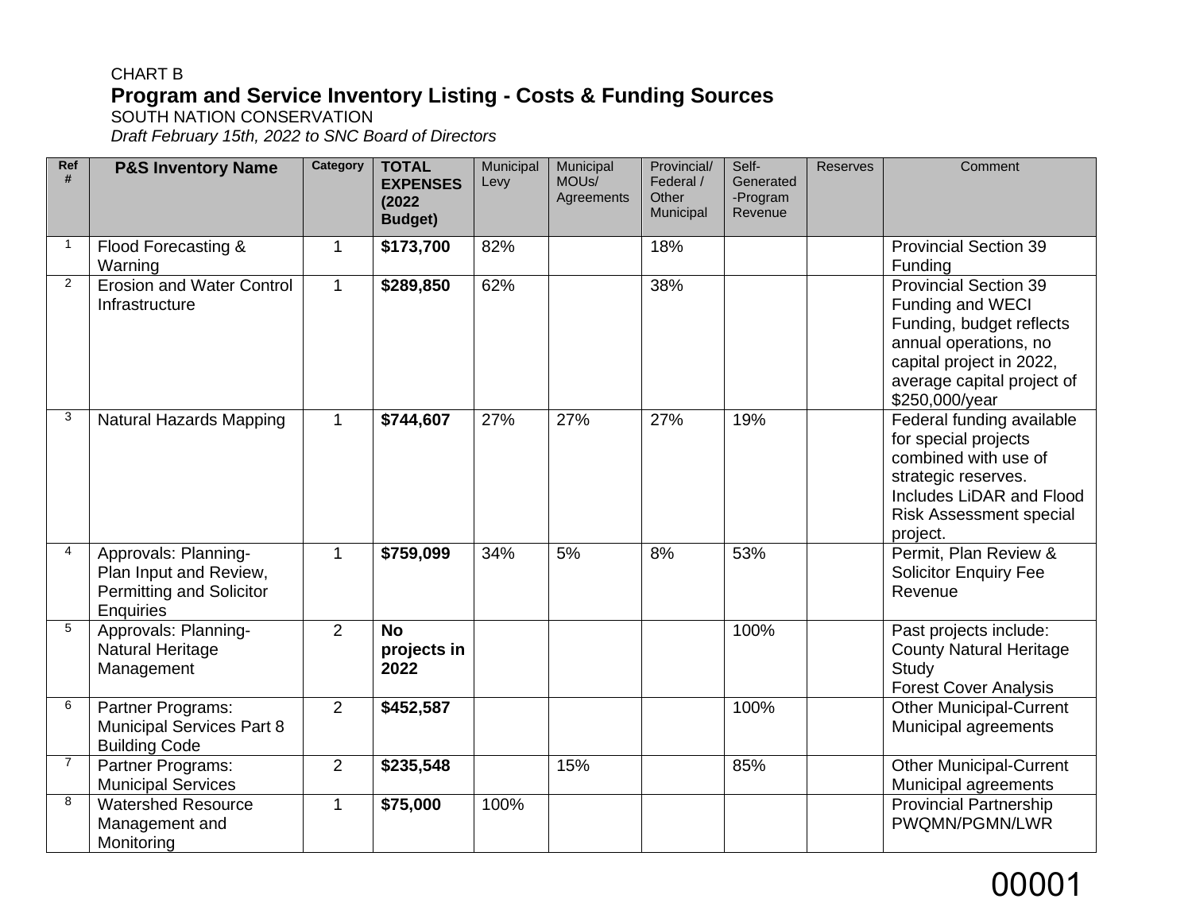CHART B

# Program and Service Inventory Listing - Costs & Funding Sources

SOUTH NATION CONSERVATION

*Draft February 15th, 2022 to SNC Board of Directors*

| Ref # | P&S Inventory Name | Category | TOTAL EXPENSES (2022 Budget) | Municipal Levy | Municipal MOUs/ Agreements | Provincial/ Federal / Other Municipal | Self-Generated -Program Revenue | Reserves | Comment |
|---|---|---|---|---|---|---|---|---|---|
| 1 | Flood Forecasting & Warning | 1 | **$173,700** | 82% | | 18% | | | Provincial Section 39 Funding |
| 2 | Erosion and Water Control Infrastructure | 1 | **$289,850** | 62% | | 38% | | | Provincial Section 39 Funding and WECI Funding, budget reflects annual operations, no capital project in 2022, average capital project of $250,000/year |
| 3 | Natural Hazards Mapping | 1 | **$744,607** | 27% | 27% | 27% | 19% | | Federal funding available for special projects combined with use of strategic reserves. Includes LiDAR and Flood Risk Assessment special project. |
| 4 | Approvals: Planning- Plan Input and Review, Permitting and Solicitor Enquiries | 1 | **$759,099** | 34% | 5% | 8% | 53% | | Permit, Plan Review & Solicitor Enquiry Fee Revenue |
| 5 | Approvals: Planning- Natural Heritage Management | 2 | **No projects in 2022** | | | | 100% | | Past projects include: County Natural Heritage Study Forest Cover Analysis |
| 6 | Partner Programs: Municipal Services Part 8 Building Code | 2 | **$452,587** | | | | 100% | | Other Municipal-Current Municipal agreements |
| 7 | Partner Programs: Municipal Services | 2 | **$235,548** | | 15% | | 85% | | Other Municipal-Current Municipal agreements |
| 8 | Watershed Resource Management and Monitoring | 1 | **$75,000** | 100% | | | | | Provincial Partnership PWQMN/PGMN/LWR |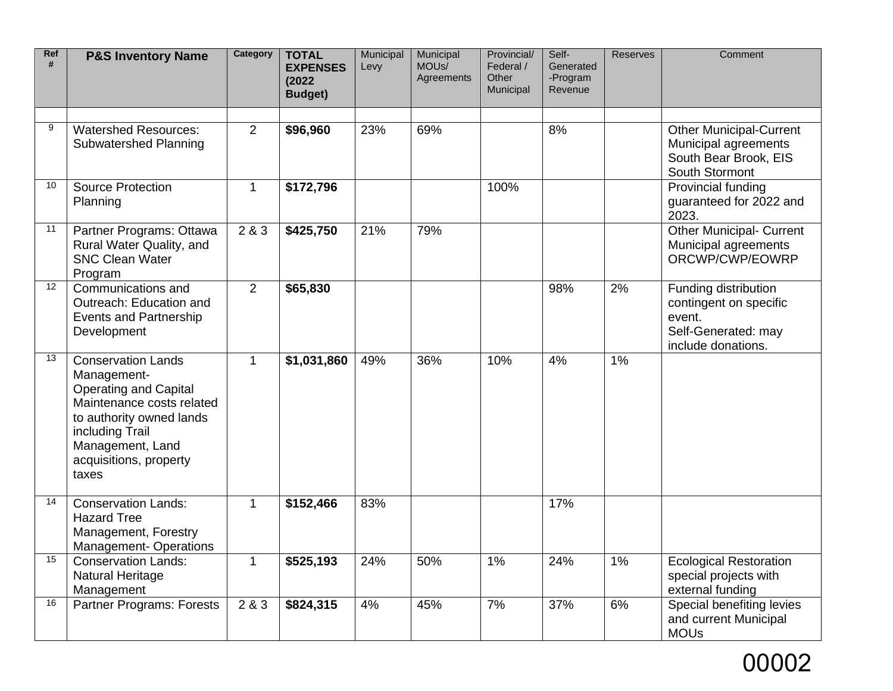| Ref # | P&S Inventory Name | Category | TOTAL EXPENSES (2022 Budget) | Municipal Levy | Municipal MOUs/ Agreements | Provincial/ Federal / Other Municipal | Self-Generated -Program Revenue | Reserves | Comment |
|---|---|---|---|---|---|---|---|---|---|
| | | | | | | | | | |
| 9 | Watershed Resources: Subwatershed Planning | 2 | **$96,960** | 23% | 69% | | 8% | | Other Municipal-Current Municipal agreements South Bear Brook, EIS South Stormont |
| 10 | Source Protection Planning | 1 | **$172,796** | | | 100% | | | Provincial funding guaranteed for 2022 and 2023. |
| 11 | Partner Programs: Ottawa Rural Water Quality, and SNC Clean Water Program | 2 & 3 | **$425,750** | 21% | 79% | | | | Other Municipal- Current Municipal agreements ORCWP/CWP/EOWRP |
| 12 | Communications and Outreach: Education and Events and Partnership Development | 2 | **$65,830** | | | | 98% | 2% | Funding distribution contingent on specific event. Self-Generated: may include donations. |
| 13 | Conservation Lands Management- Operating and Capital Maintenance costs related to authority owned lands including Trail Management, Land acquisitions, property taxes | 1 | **$1,031,860** | 49% | 36% | 10% | 4% | 1% | |
| 14 | Conservation Lands: Hazard Tree Management, Forestry Management- Operations | 1 | **$152,466** | 83% | | | 17% | | |
| 15 | Conservation Lands: Natural Heritage Management | 1 | **$525,193** | 24% | 50% | 1% | 24% | 1% | Ecological Restoration special projects with external funding |
| 16 | Partner Programs: Forests | 2 & 3 | **$824,315** | 4% | 45% | 7% | 37% | 6% | Special benefiting levies and current Municipal MOUs |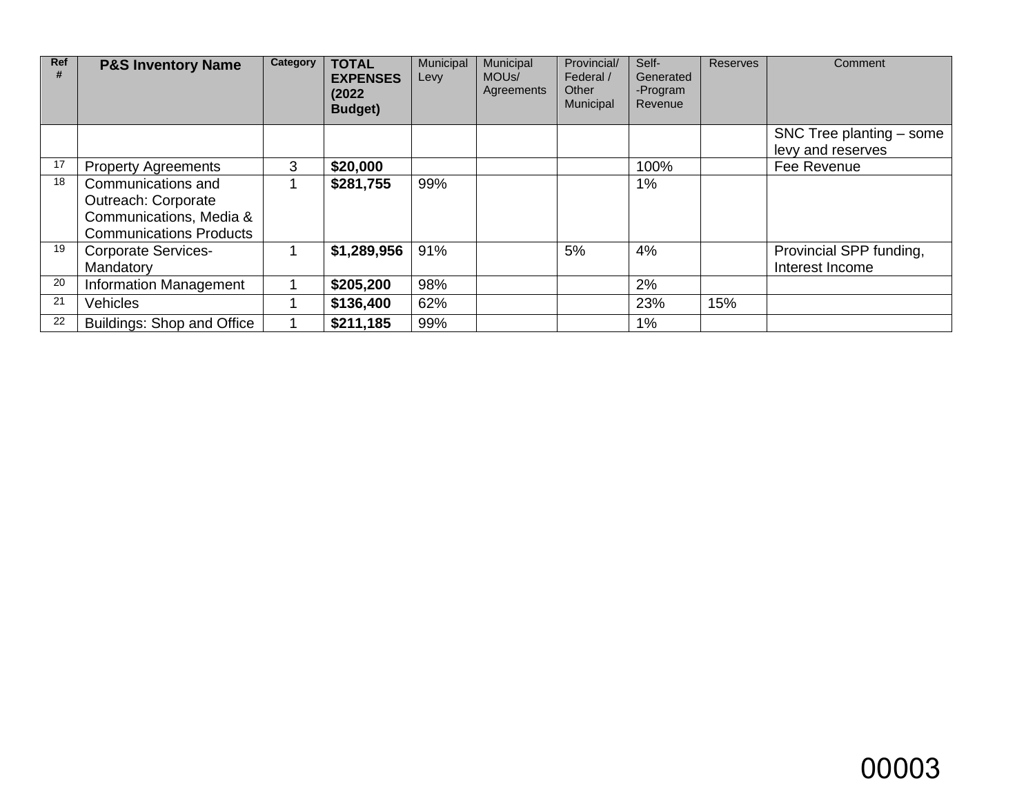| Ref # | P&S Inventory Name | Category | TOTAL EXPENSES (2022 Budget) | Municipal Levy | Municipal MOUs/ Agreements | Provincial/ Federal / Other Municipal | Self-Generated -Program Revenue | Reserves | Comment |
|---|---|---|---|---|---|---|---|---|---|
| | | | | | | | | | SNC Tree planting – some levy and reserves |
| 17 | Property Agreements | 3 | **$20,000** | | | | 100% | | Fee Revenue |
| 18 | Communications and Outreach: Corporate Communications, Media & Communications Products | 1 | **$281,755** | 99% | | | 1% | | |
| 19 | Corporate Services-Mandatory | 1 | **$1,289,956** | 91% | | 5% | 4% | | Provincial SPP funding, Interest Income |
| 20 | Information Management | 1 | **$205,200** | 98% | | | 2% | | |
| 21 | Vehicles | 1 | **$136,400** | 62% | | | 23% | 15% | |
| 22 | Buildings: Shop and Office | 1 | **$211,185** | 99% | | | 1% | | |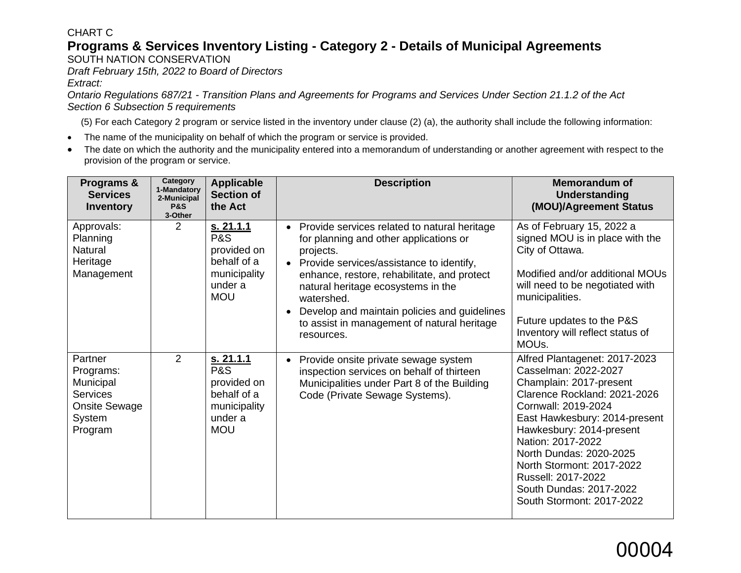CHART C

# Programs & Services Inventory Listing - Category 2 - Details of Municipal Agreements

SOUTH NATION CONSERVATION

*Draft February 15th, 2022 to Board of Directors*

*Extract:*

*Ontario Regulations 687/21 - Transition Plans and Agreements for Programs and Services Under Section 21.1.2 of the Act*
*Section 6 Subsection 5 requirements*

(5) For each Category 2 program or service listed in the inventory under clause (2) (a), the authority shall include the following information:

- The name of the municipality on behalf of which the program or service is provided.
- The date on which the authority and the municipality entered into a memorandum of understanding or another agreement with respect to the provision of the program or service.

| Programs & Services Inventory | Category 1-Mandatory 2-Municipal P&S 3-Other | Applicable Section of the Act | Description | Memorandum of Understanding (MOU)/Agreement Status |
|---|---|---|---|---|
| Approvals: Planning Natural Heritage Management | 2 | **s. 21.1.1** P&S provided on behalf of a municipality under a MOU | • Provide services related to natural heritage for planning and other applications or projects.<br>• Provide services/assistance to identify, enhance, restore, rehabilitate, and protect natural heritage ecosystems in the watershed.<br>• Develop and maintain policies and guidelines to assist in management of natural heritage resources. | As of February 15, 2022 a signed MOU is in place with the City of Ottawa.<br><br>Modified and/or additional MOUs will need to be negotiated with municipalities.<br><br>Future updates to the P&S Inventory will reflect status of MOUs. |
| Partner Programs: Municipal Services Onsite Sewage System Program | 2 | **s. 21.1.1** P&S provided on behalf of a municipality under a MOU | • Provide onsite private sewage system inspection services on behalf of thirteen Municipalities under Part 8 of the Building Code (Private Sewage Systems). | Alfred Plantagenet: 2017-2023<br>Casselman: 2022-2027<br>Champlain: 2017-present<br>Clarence Rockland: 2021-2026<br>Cornwall: 2019-2024<br>East Hawkesbury: 2014-present<br>Hawkesbury: 2014-present<br>Nation: 2017-2022<br>North Dundas: 2020-2025<br>North Stormont: 2017-2022<br>Russell: 2017-2022<br>South Dundas: 2017-2022<br>South Stormont: 2017-2022 |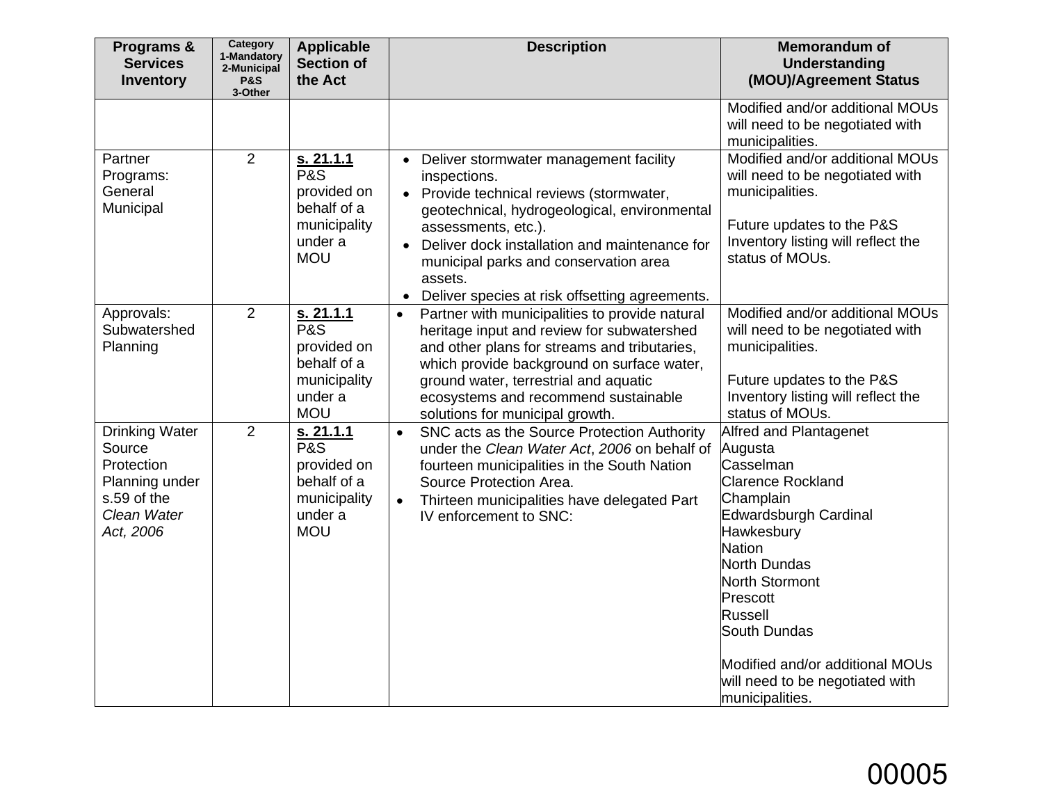| Programs & Services Inventory | Category 1-Mandatory 2-Municipal P&S 3-Other | Applicable Section of the Act | Description | Memorandum of Understanding (MOU)/Agreement Status |
|---|---|---|---|---|
| | | | | Modified and/or additional MOUs will need to be negotiated with municipalities. |
| Partner Programs: General Municipal | 2 | **s. 21.1.1** P&S provided on behalf of a municipality under a MOU | • Deliver stormwater management facility inspections.<br>• Provide technical reviews (stormwater, geotechnical, hydrogeological, environmental assessments, etc.).<br>• Deliver dock installation and maintenance for municipal parks and conservation area assets.<br>• Deliver species at risk offsetting agreements. | Modified and/or additional MOUs will need to be negotiated with municipalities.<br><br>Future updates to the P&S Inventory listing will reflect the status of MOUs. |
| Approvals: Subwatershed Planning | 2 | **s. 21.1.1** P&S provided on behalf of a municipality under a MOU | • Partner with municipalities to provide natural heritage input and review for subwatershed and other plans for streams and tributaries, which provide background on surface water, ground water, terrestrial and aquatic ecosystems and recommend sustainable solutions for municipal growth. | Modified and/or additional MOUs will need to be negotiated with municipalities.<br><br>Future updates to the P&S Inventory listing will reflect the status of MOUs. |
| Drinking Water Source Protection Planning under s.59 of the *Clean Water Act, 2006* | 2 | **s. 21.1.1** P&S provided on behalf of a municipality under a MOU | • SNC acts as the Source Protection Authority under the *Clean Water Act*, *2006* on behalf of fourteen municipalities in the South Nation Source Protection Area.<br>• Thirteen municipalities have delegated Part IV enforcement to SNC: | Alfred and Plantagenet<br>Augusta<br>Casselman<br>Clarence Rockland<br>Champlain<br>Edwardsburgh Cardinal<br>Hawkesbury<br>Nation<br>North Dundas<br>North Stormont<br>Prescott<br>Russell<br>South Dundas<br><br>Modified and/or additional MOUs will need to be negotiated with municipalities. |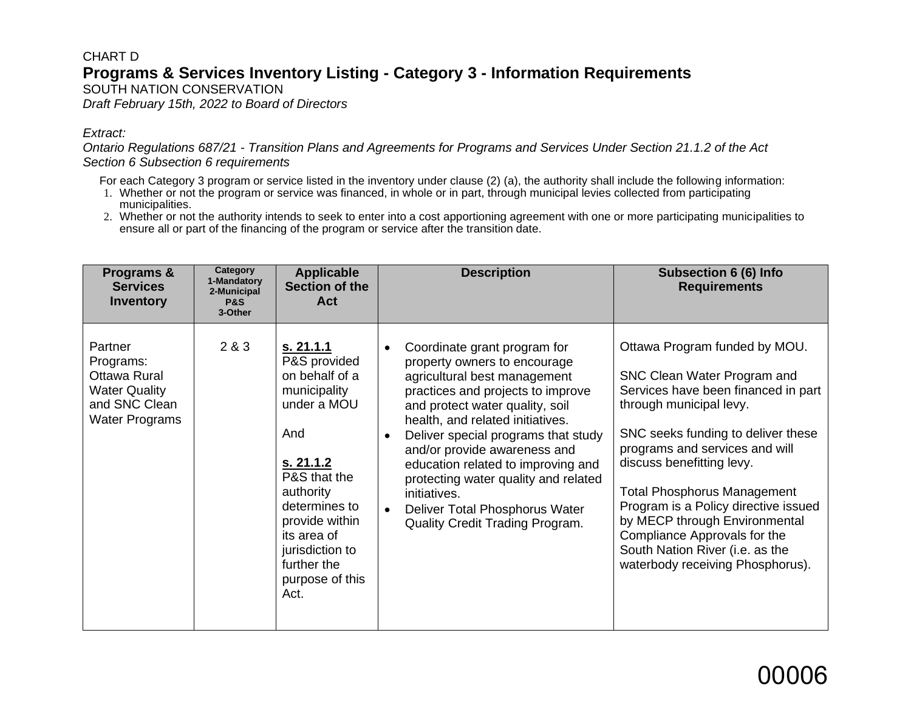CHART D

# Programs & Services Inventory Listing - Category 3 - Information Requirements

SOUTH NATION CONSERVATION

*Draft February 15th, 2022 to Board of Directors*

*Extract:*

*Ontario Regulations 687/21 - Transition Plans and Agreements for Programs and Services Under Section 21.1.2 of the Act*
*Section 6 Subsection 6 requirements*

For each Category 3 program or service listed in the inventory under clause (2) (a), the authority shall include the following information:

1. Whether or not the program or service was financed, in whole or in part, through municipal levies collected from participating municipalities.
2. Whether or not the authority intends to seek to enter into a cost apportioning agreement with one or more participating municipalities to ensure all or part of the financing of the program or service after the transition date.

| Programs & Services Inventory | Category 1-Mandatory 2-Municipal P&S 3-Other | Applicable Section of the Act | Description | Subsection 6 (6) Info Requirements |
|---|---|---|---|---|
| Partner Programs: Ottawa Rural Water Quality and SNC Clean Water Programs | 2 & 3 | **s. 21.1.1** P&S provided on behalf of a municipality under a MOU<br><br>And<br><br>**s. 21.1.2** P&S that the authority determines to provide within its area of jurisdiction to further the purpose of this Act. | • Coordinate grant program for property owners to encourage agricultural best management practices and projects to improve and protect water quality, soil health, and related initiatives.<br>• Deliver special programs that study and/or provide awareness and education related to improving and protecting water quality and related initiatives.<br>• Deliver Total Phosphorus Water Quality Credit Trading Program. | Ottawa Program funded by MOU.<br><br>SNC Clean Water Program and Services have been financed in part through municipal levy.<br><br>SNC seeks funding to deliver these programs and services and will discuss benefitting levy.<br><br>Total Phosphorus Management Program is a Policy directive issued by MECP through Environmental Compliance Approvals for the South Nation River (i.e. as the waterbody receiving Phosphorus). |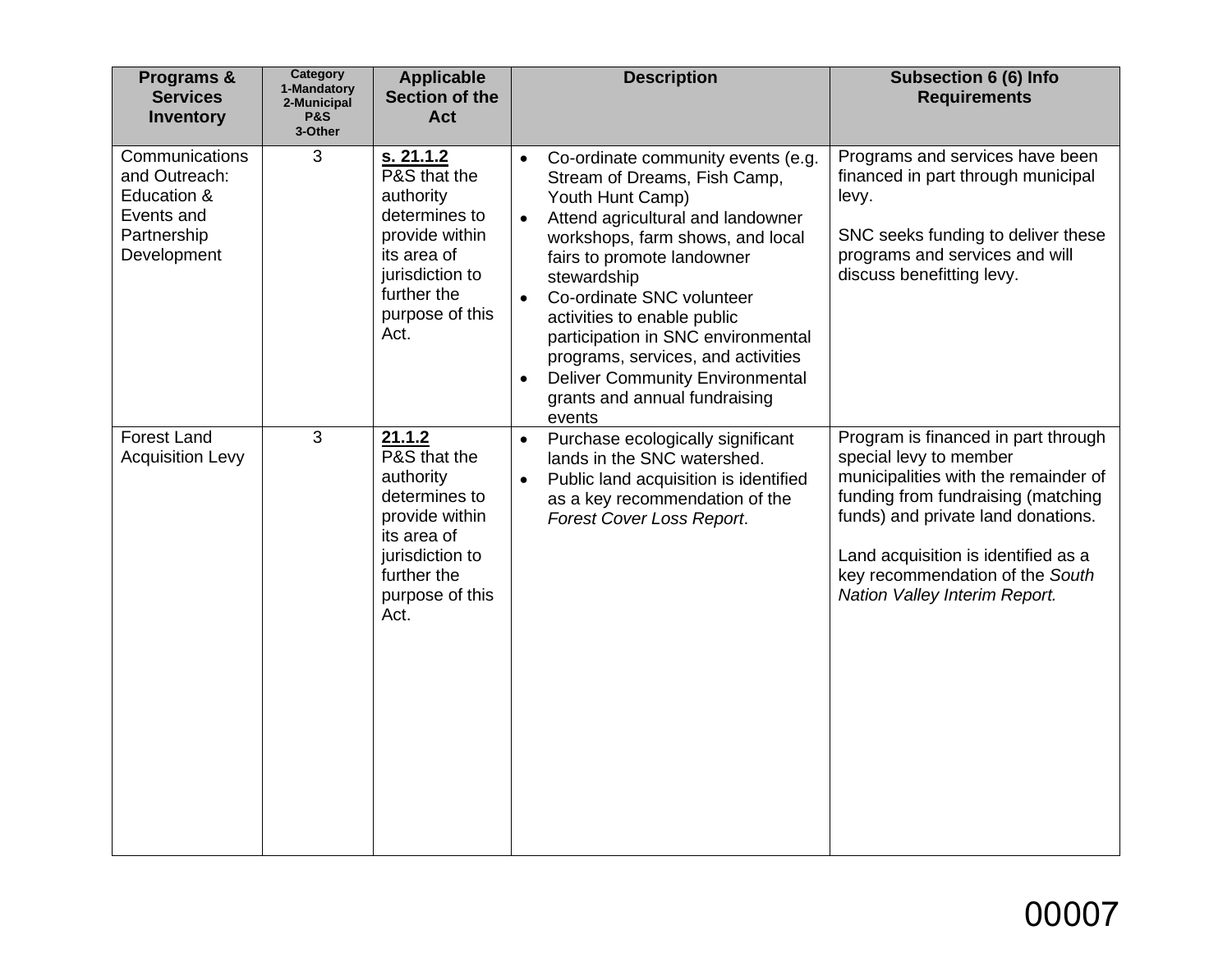| **Programs & Services Inventory** | **Category 1-Mandatory 2-Municipal P&S 3-Other** | **Applicable Section of the Act** | **Description** | **Subsection 6 (6) Info Requirements** |
|---|---|---|---|---|
| Communications and Outreach: Education & Events and Partnership Development | 3 | **s. 21.1.2** P&S that the authority determines to provide within its area of jurisdiction to further the purpose of this Act. | • Co-ordinate community events (e.g. Stream of Dreams, Fish Camp, Youth Hunt Camp)<br>• Attend agricultural and landowner workshops, farm shows, and local fairs to promote landowner stewardship<br>• Co-ordinate SNC volunteer activities to enable public participation in SNC environmental programs, services, and activities<br>• Deliver Community Environmental grants and annual fundraising events | Programs and services have been financed in part through municipal levy.<br><br>SNC seeks funding to deliver these programs and services and will discuss benefitting levy. |
| Forest Land Acquisition Levy | 3 | **21.1.2** P&S that the authority determines to provide within its area of jurisdiction to further the purpose of this Act. | • Purchase ecologically significant lands in the SNC watershed.<br>• Public land acquisition is identified as a key recommendation of the *Forest Cover Loss Report*. | Program is financed in part through special levy to member municipalities with the remainder of funding from fundraising (matching funds) and private land donations.<br><br>Land acquisition is identified as a key recommendation of the *South Nation Valley Interim Report.* |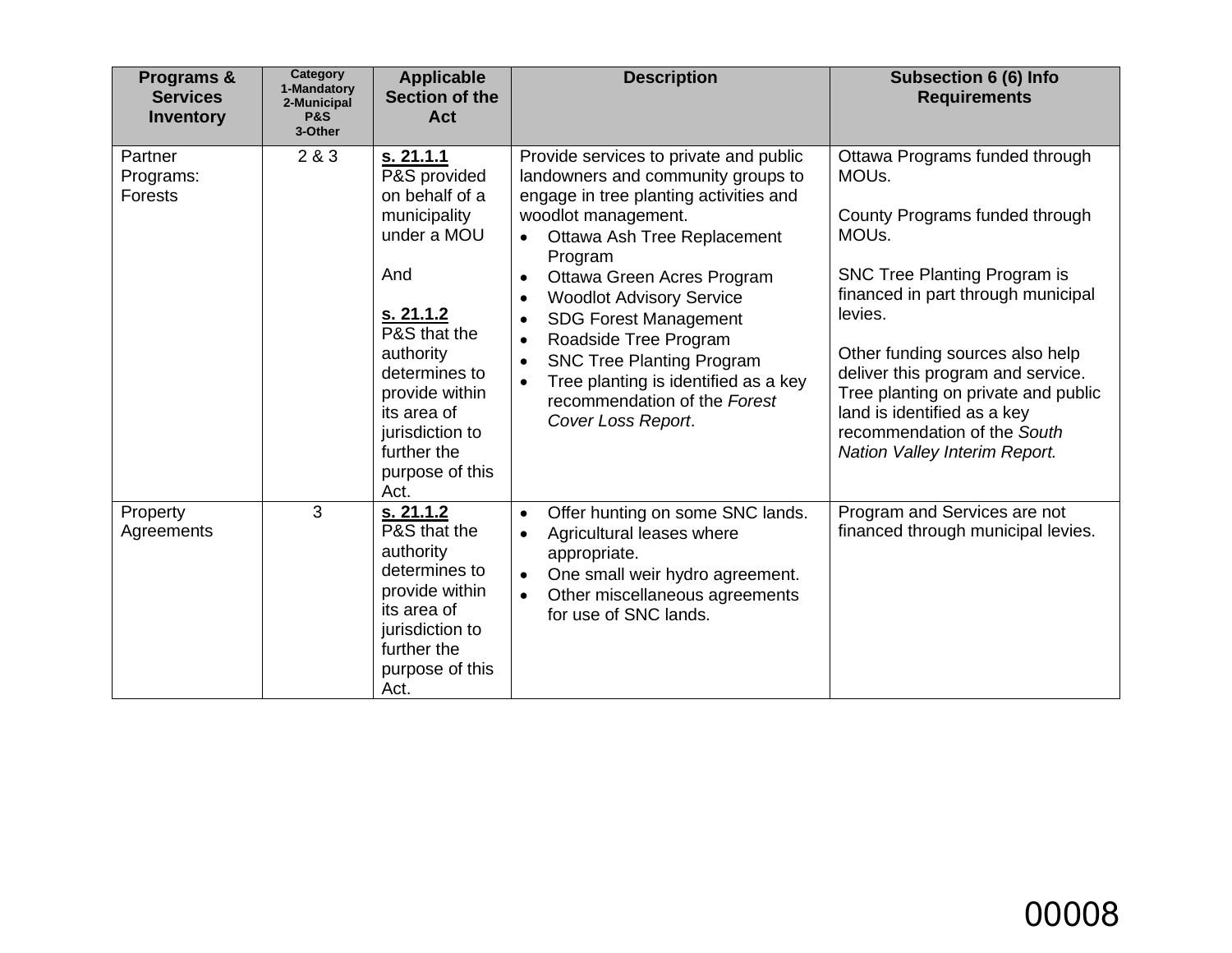| Programs & Services Inventory | Category 1-Mandatory 2-Municipal P&S 3-Other | Applicable Section of the Act | Description | Subsection 6 (6) Info Requirements |
|---|---|---|---|---|
| Partner Programs: Forests | 2 & 3 | **s. 21.1.1** P&S provided on behalf of a municipality under a MOU<br><br>And<br><br>**s. 21.1.2** P&S that the authority determines to provide within its area of jurisdiction to further the purpose of this Act. | Provide services to private and public landowners and community groups to engage in tree planting activities and woodlot management.<br>• Ottawa Ash Tree Replacement Program<br>• Ottawa Green Acres Program<br>• Woodlot Advisory Service<br>• SDG Forest Management<br>• Roadside Tree Program<br>• SNC Tree Planting Program<br>• Tree planting is identified as a key recommendation of the *Forest Cover Loss Report*. | Ottawa Programs funded through MOUs.<br><br>County Programs funded through MOUs.<br><br>SNC Tree Planting Program is financed in part through municipal levies.<br><br>Other funding sources also help deliver this program and service. Tree planting on private and public land is identified as a key recommendation of the *South Nation Valley Interim Report.* |
| Property Agreements | 3 | **s. 21.1.2** P&S that the authority determines to provide within its area of jurisdiction to further the purpose of this Act. | • Offer hunting on some SNC lands.<br>• Agricultural leases where appropriate.<br>• One small weir hydro agreement.<br>• Other miscellaneous agreements for use of SNC lands. | Program and Services are not financed through municipal levies. |

00008